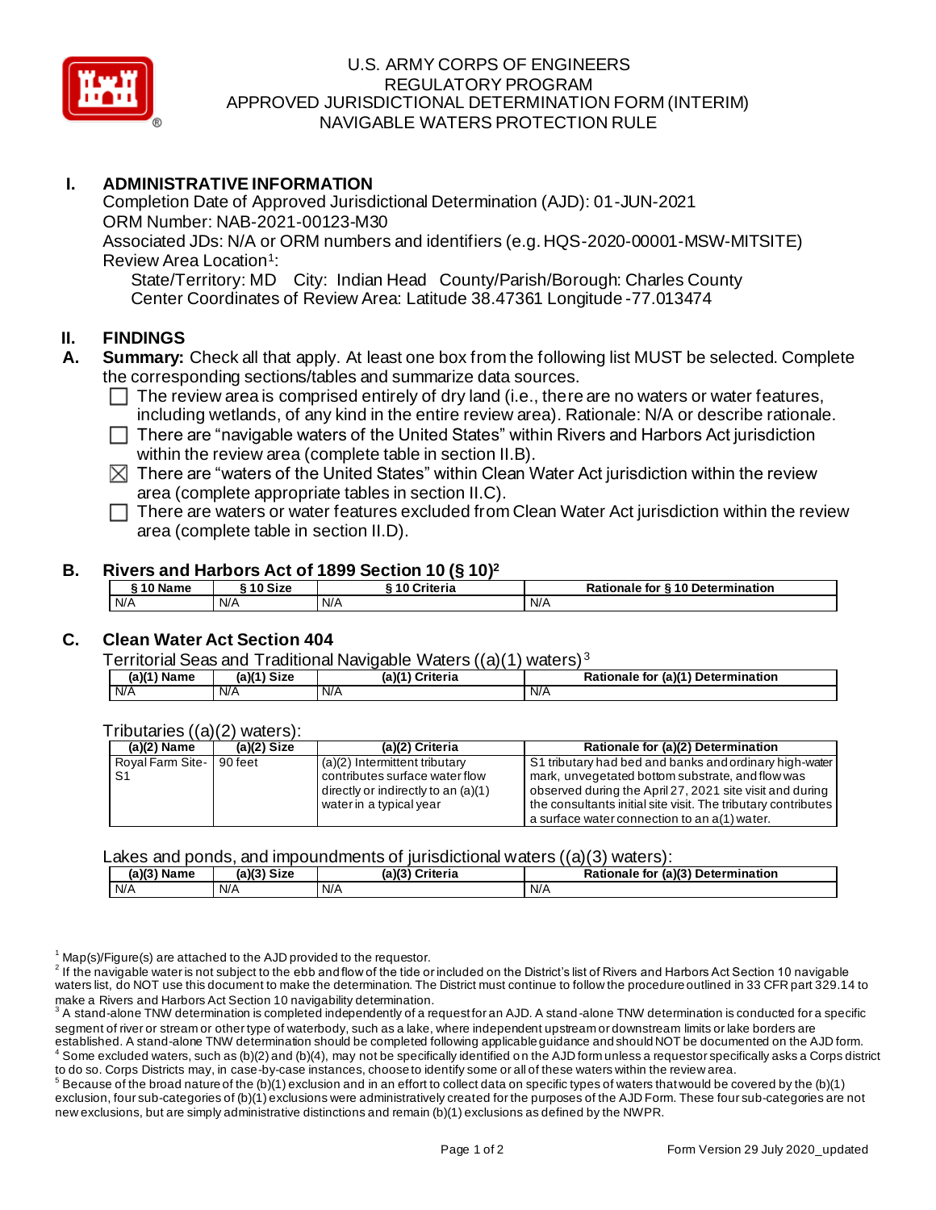U.S. ARMY CORPS OF ENGINEERS
REGULATORY PROGRAM
APPROVED JURISDICTIONAL DETERMINATION FORM (INTERIM)
NAVIGABLE WATERS PROTECTION RULE

## I. ADMINISTRATIVE INFORMATION

Completion Date of Approved Jurisdictional Determination (AJD): 01-JUN-2021
ORM Number: NAB-2021-00123-M30
Associated JDs: N/A or ORM numbers and identifiers (e.g. HQS-2020-00001-MSW-MITSITE)
Review Area Location[1]:
State/Territory: MD City: Indian Head County/Parish/Borough: Charles County
Center Coordinates of Review Area: Latitude 38.47361 Longitude -77.013474

## II. FINDINGS

**A. Summary:** Check all that apply. At least one box from the following list MUST be selected. Complete the corresponding sections/tables and summarize data sources.

- ☐ The review area is comprised entirely of dry land (i.e., there are no waters or water features, including wetlands, of any kind in the entire review area). Rationale: N/A or describe rationale.
- ☐ There are "navigable waters of the United States" within Rivers and Harbors Act jurisdiction within the review area (complete table in section II.B).
- ☒ There are "waters of the United States" within Clean Water Act jurisdiction within the review area (complete appropriate tables in section II.C).
- ☐ There are waters or water features excluded from Clean Water Act jurisdiction within the review area (complete table in section II.D).

### B. Rivers and Harbors Act of 1899 Section 10 (§ 10)[2]

| § 10 Name | § 10 Size | § 10 Criteria | Rationale for § 10 Determination |
|---|---|---|---|
| N/A | N/A | N/A | N/A |

### C. Clean Water Act Section 404

Territorial Seas and Traditional Navigable Waters ((a)(1) waters)[3]

| (a)(1) Name | (a)(1) Size | (a)(1) Criteria | Rationale for (a)(1) Determination |
|---|---|---|---|
| N/A | N/A | N/A | N/A |

Tributaries ((a)(2) waters):

| (a)(2) Name | (a)(2) Size | (a)(2) Criteria | Rationale for (a)(2) Determination |
|---|---|---|---|
| Royal Farm Site-S1 | 90 feet | (a)(2) Intermittent tributary contributes surface water flow directly or indirectly to an (a)(1) water in a typical year | S1 tributary had bed and banks and ordinary high-water mark, unvegetated bottom substrate, and flow was observed during the April 27, 2021 site visit and during the consultants initial site visit. The tributary contributes a surface water connection to an a(1) water. |

Lakes and ponds, and impoundments of jurisdictional waters ((a)(3) waters):

| (a)(3) Name | (a)(3) Size | (a)(3) Criteria | Rationale for (a)(3) Determination |
|---|---|---|---|
| N/A | N/A | N/A | N/A |

[1] Map(s)/Figure(s) are attached to the AJD provided to the requestor.
[2] If the navigable water is not subject to the ebb and flow of the tide or included on the District's list of Rivers and Harbors Act Section 10 navigable waters list, do NOT use this document to make the determination. The District must continue to follow the procedure outlined in 33 CFR part 329.14 to make a Rivers and Harbors Act Section 10 navigability determination.
[3] A stand-alone TNW determination is completed independently of a request for an AJD. A stand-alone TNW determination is conducted for a specific segment of river or stream or other type of waterbody, such as a lake, where independent upstream or downstream limits or lake borders are established. A stand-alone TNW determination should be completed following applicable guidance and should NOT be documented on the AJD form.
[4] Some excluded waters, such as (b)(2) and (b)(4), may not be specifically identified on the AJD form unless a requestor specifically asks a Corps district to do so. Corps Districts may, in case-by-case instances, choose to identify some or all of these waters within the review area.
[5] Because of the broad nature of the (b)(1) exclusion and in an effort to collect data on specific types of waters that would be covered by the (b)(1) exclusion, four sub-categories of (b)(1) exclusions were administratively created for the purposes of the AJD Form. These four sub-categories are not new exclusions, but are simply administrative distinctions and remain (b)(1) exclusions as defined by the NWPR.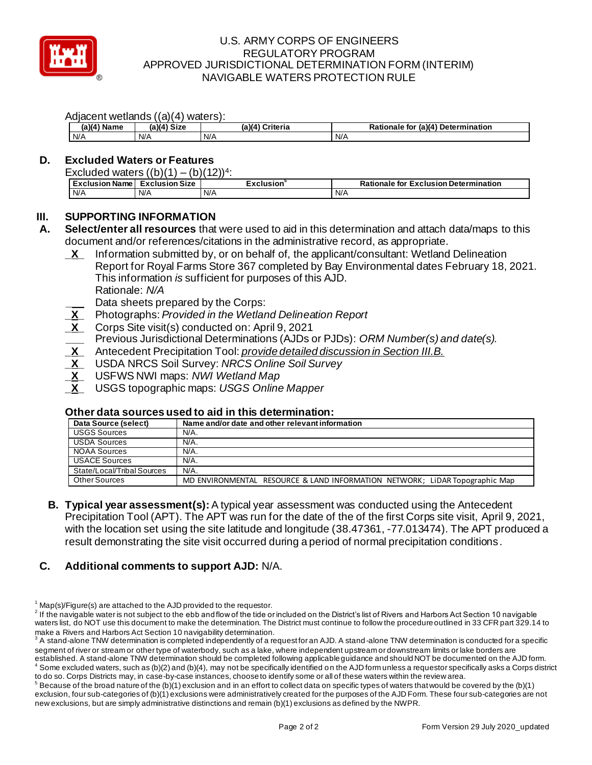U.S. ARMY CORPS OF ENGINEERS
REGULATORY PROGRAM
APPROVED JURISDICTIONAL DETERMINATION FORM (INTERIM)
NAVIGABLE WATERS PROTECTION RULE

Adjacent wetlands ((a)(4) waters):

| (a)(4) Name | (a)(4) Size | (a)(4) Criteria | Rationale for (a)(4) Determination |
|---|---|---|---|
| N/A | N/A | N/A | N/A |

## D. Excluded Waters or Features

Excluded waters ((b)(1) – (b)(12))[4]:

| Exclusion Name | Exclusion Size | Exclusion[5] | Rationale for Exclusion Determination |
|---|---|---|---|
| N/A | N/A | N/A | N/A |

## III. SUPPORTING INFORMATION

**A. Select/enter all resources** that were used to aid in this determination and attach data/maps to this document and/or references/citations in the administrative record, as appropriate.

- \_**X**\_ Information submitted by, or on behalf of, the applicant/consultant: Wetland Delineation Report for Royal Farms Store 367 completed by Bay Environmental dates February 18, 2021. This information *is* sufficient for purposes of this AJD.
  Rationale: *N/A*
- \_\_\_ Data sheets prepared by the Corps:
- \_**X**\_ Photographs: *Provided in the Wetland Delineation Report*
- \_**X**\_ Corps Site visit(s) conducted on: April 9, 2021
- \_\_\_ Previous Jurisdictional Determinations (AJDs or PJDs): *ORM Number(s) and date(s).*
- \_**X**\_ Antecedent Precipitation Tool: *provide detailed discussion in Section III.B.*
- \_**X**\_ USDA NRCS Soil Survey: *NRCS Online Soil Survey*
- \_**X**\_ USFWS NWI maps: *NWI Wetland Map*
- \_**X**\_ USGS topographic maps: *USGS Online Mapper*

### Other data sources used to aid in this determination:

| Data Source (select) | Name and/or date and other relevant information |
|---|---|
| USGS Sources | N/A. |
| USDA Sources | N/A. |
| NOAA Sources | N/A. |
| USACE Sources | N/A. |
| State/Local/Tribal Sources | N/A. |
| Other Sources | MD ENVIRONMENTAL RESOURCE & LAND INFORMATION NETWORK; LiDAR Topographic Map |

**B. Typical year assessment(s):** A typical year assessment was conducted using the Antecedent Precipitation Tool (APT). The APT was run for the date of the of the first Corps site visit, April 9, 2021, with the location set using the site latitude and longitude (38.47361, -77.013474). The APT produced a result demonstrating the site visit occurred during a period of normal precipitation conditions.

**C. Additional comments to support AJD:** N/A.

---

[1] Map(s)/Figure(s) are attached to the AJD provided to the requestor.
[2] If the navigable water is not subject to the ebb and flow of the tide or included on the District's list of Rivers and Harbors Act Section 10 navigable waters list, do NOT use this document to make the determination. The District must continue to follow the procedure outlined in 33 CFR part 329.14 to make a Rivers and Harbors Act Section 10 navigability determination.
[3] A stand-alone TNW determination is completed independently of a request for an AJD. A stand-alone TNW determination is conducted for a specific segment of river or stream or other type of waterbody, such as a lake, where independent upstream or downstream limits or lake borders are established. A stand-alone TNW determination should be completed following applicable guidance and should NOT be documented on the AJD form.
[4] Some excluded waters, such as (b)(2) and (b)(4), may not be specifically identified on the AJD form unless a requestor specifically asks a Corps district to do so. Corps Districts may, in case-by-case instances, choose to identify some or all of these waters within the review area.
[5] Because of the broad nature of the (b)(1) exclusion and in an effort to collect data on specific types of waters that would be covered by the (b)(1) exclusion, four sub-categories of (b)(1) exclusions were administratively created for the purposes of the AJD Form. These four sub-categories are not new exclusions, but are simply administrative distinctions and remain (b)(1) exclusions as defined by the NWPR.

Form Version 29 July 2020_updated